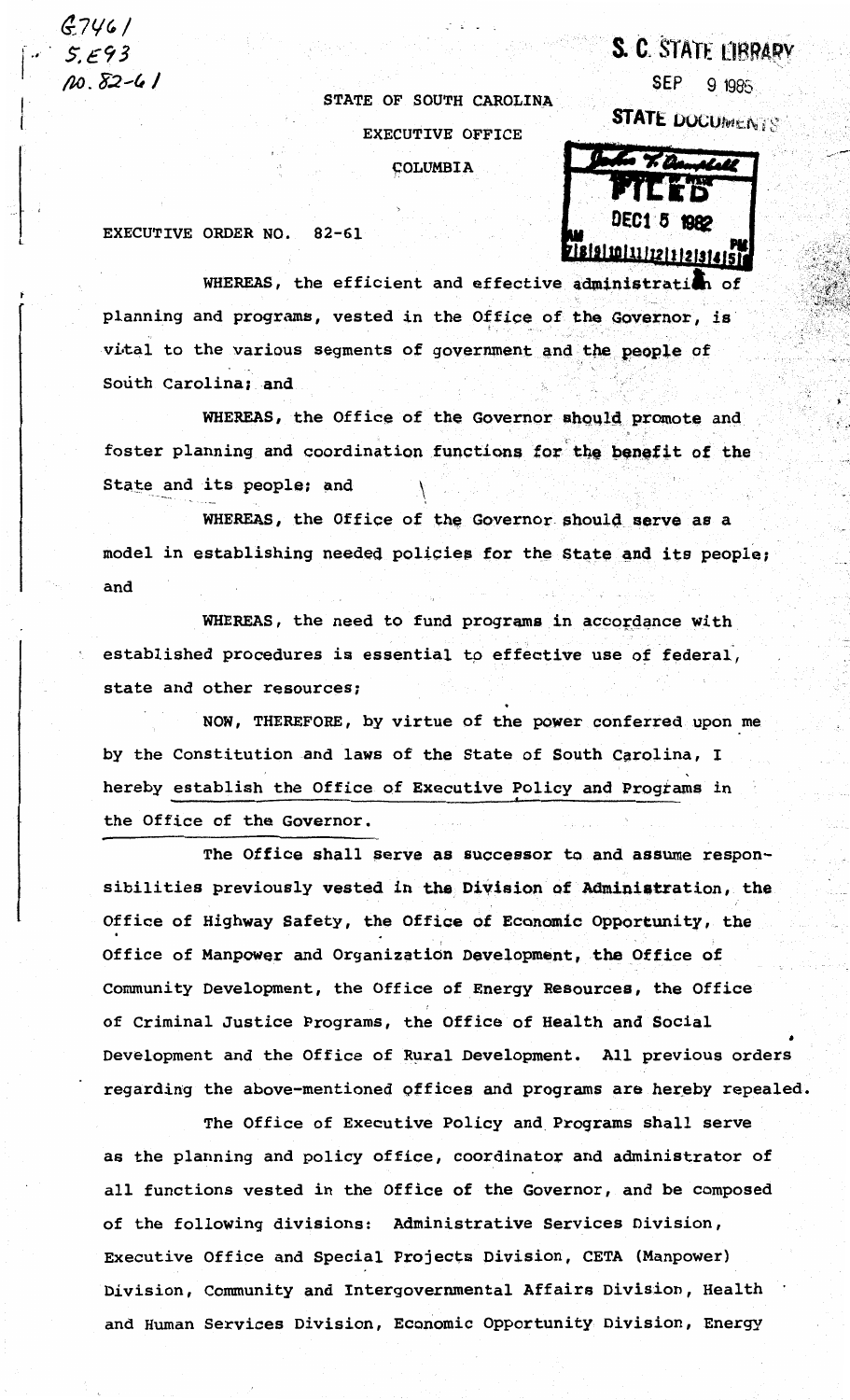G7461
5.E93
no. 82-61

S. C. STATE LIBRARY

SEP 9 1985

STATE DOCUMENTS

STATE OF SOUTH CAROLINA

EXECUTIVE OFFICE

COLUMBIA

FILED
DEC 15 1982

EXECUTIVE ORDER NO. 82-61

WHEREAS, the efficient and effective administration of planning and programs, vested in the Office of the Governor, is vital to the various segments of government and the people of South Carolina; and

WHEREAS, the Office of the Governor should promote and foster planning and coordination functions for the benefit of the State and its people; and

WHEREAS, the Office of the Governor should serve as a model in establishing needed policies for the State and its people; and

WHEREAS, the need to fund programs in accordance with established procedures is essential to effective use of federal, state and other resources;

NOW, THEREFORE, by virtue of the power conferred upon me by the Constitution and laws of the State of South Carolina, I hereby establish the Office of Executive Policy and Programs in the Office of the Governor.

The Office shall serve as successor to and assume responsibilities previously vested in the Division of Administration, the Office of Highway Safety, the Office of Economic Opportunity, the Office of Manpower and Organization Development, the Office of Community Development, the Office of Energy Resources, the Office of Criminal Justice Programs, the Office of Health and Social Development and the Office of Rural Development. All previous orders regarding the above-mentioned offices and programs are hereby repealed.

The Office of Executive Policy and Programs shall serve as the planning and policy office, coordinator and administrator of all functions vested in the Office of the Governor, and be composed of the following divisions: Administrative Services Division, Executive Office and Special Projects Division, CETA (Manpower) Division, Community and Intergovernmental Affairs Division, Health and Human Services Division, Economic Opportunity Division, Energy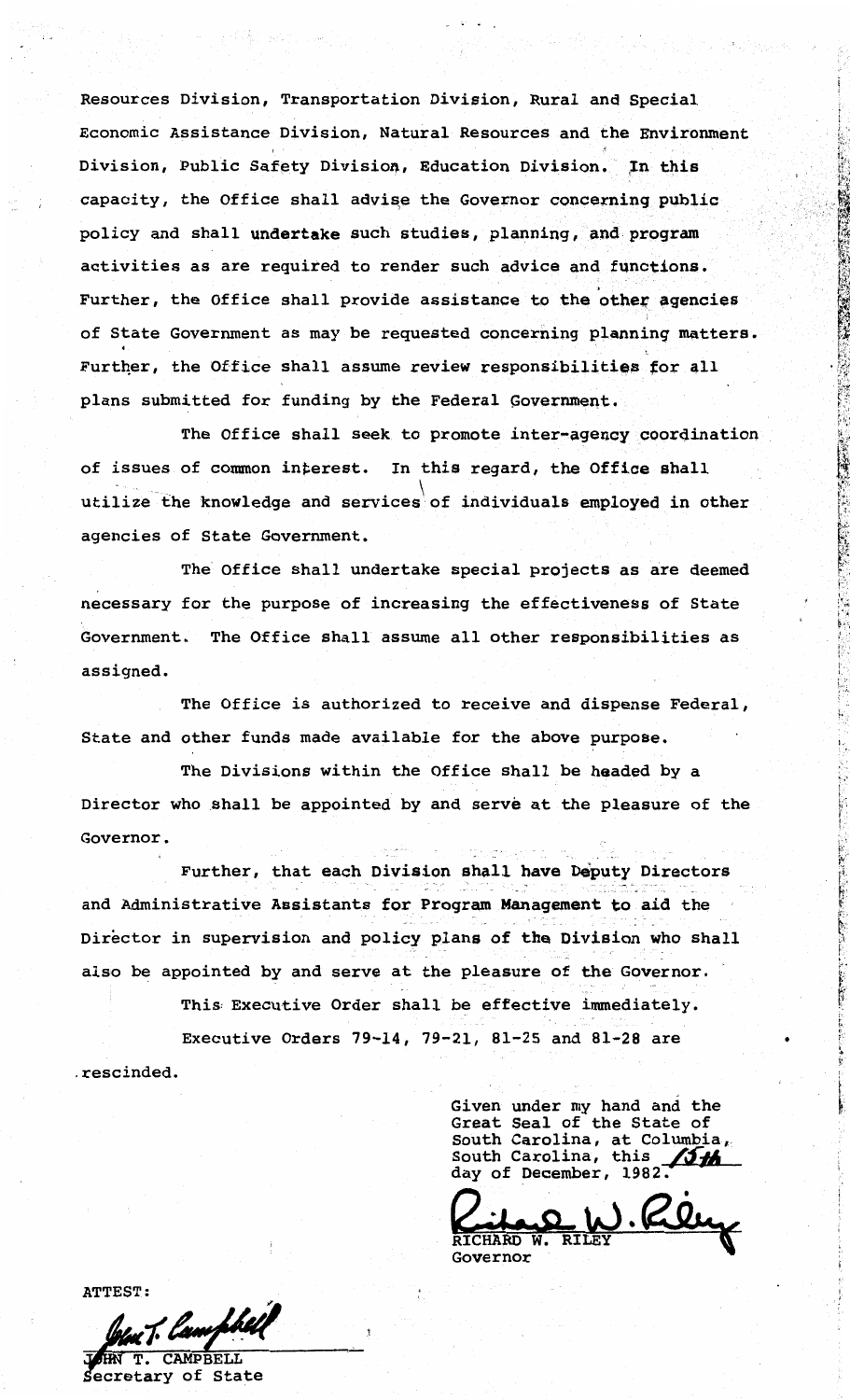Resources Division, Transportation Division, Rural and Special Economic Assistance Division, Natural Resources and the Environment Division, Public Safety Division, Education Division. In this capacity, the Office shall advise the Governor concerning public policy and shall undertake such studies, planning, and program activities as are required to render such advice and functions. Further, the Office shall provide assistance to the other agencies of State Government as may be requested concerning planning matters. Further, the Office shall assume review responsibilities for all plans submitted for funding by the Federal Government.

The Office shall seek to promote inter-agency coordination of issues of common interest. In this regard, the Office shall utilize the knowledge and services of individuals employed in other agencies of State Government.

The Office shall undertake special projects as are deemed necessary for the purpose of increasing the effectiveness of State Government. The Office shall assume all other responsibilities as assigned.

The Office is authorized to receive and dispense Federal, State and other funds made available for the above purpose.

The Divisions within the Office shall be headed by a Director who shall be appointed by and serve at the pleasure of the Governor.

Further, that each Division shall have Deputy Directors and Administrative Assistants for Program Management to aid the Director in supervision and policy plans of the Division who shall also be appointed by and serve at the pleasure of the Governor.

This Executive Order shall be effective immediately.

Executive Orders 79-14, 79-21, 81-25 and 81-28 are rescinded.

Given under my hand and the Great Seal of the State of South Carolina, at Columbia, South Carolina, this 15th day of December, 1982.

RICHARD W. RILEY
Governor

ATTEST:

JOHN T. CAMPBELL
Secretary of State